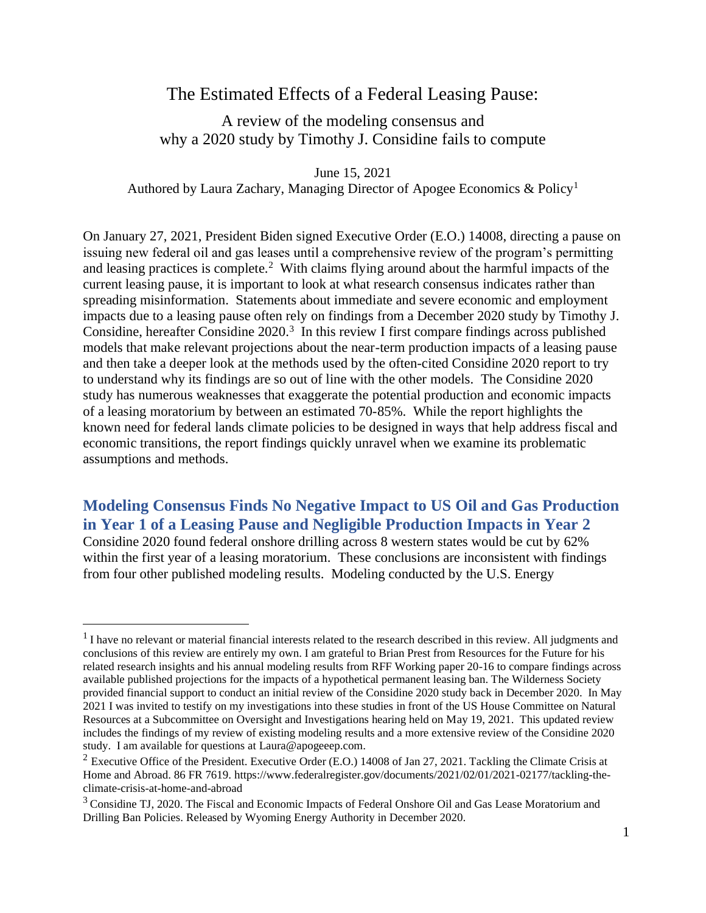# The Estimated Effects of a Federal Leasing Pause:

## A review of the modeling consensus and why a 2020 study by Timothy J. Considine fails to compute

June 15, 2021

Authored by Laura Zachary, Managing Director of Apogee Economics & Policy[1]

On January 27, 2021, President Biden signed Executive Order (E.O.) 14008, directing a pause on issuing new federal oil and gas leases until a comprehensive review of the program's permitting and leasing practices is complete.[2] With claims flying around about the harmful impacts of the current leasing pause, it is important to look at what research consensus indicates rather than spreading misinformation. Statements about immediate and severe economic and employment impacts due to a leasing pause often rely on findings from a December 2020 study by Timothy J. Considine, hereafter Considine 2020.[3] In this review I first compare findings across published models that make relevant projections about the near-term production impacts of a leasing pause and then take a deeper look at the methods used by the often-cited Considine 2020 report to try to understand why its findings are so out of line with the other models. The Considine 2020 study has numerous weaknesses that exaggerate the potential production and economic impacts of a leasing moratorium by between an estimated 70-85%. While the report highlights the known need for federal lands climate policies to be designed in ways that help address fiscal and economic transitions, the report findings quickly unravel when we examine its problematic assumptions and methods.

## Modeling Consensus Finds No Negative Impact to US Oil and Gas Production in Year 1 of a Leasing Pause and Negligible Production Impacts in Year 2

Considine 2020 found federal onshore drilling across 8 western states would be cut by 62% within the first year of a leasing moratorium. These conclusions are inconsistent with findings from four other published modeling results. Modeling conducted by the U.S. Energy

---

[1] I have no relevant or material financial interests related to the research described in this review. All judgments and conclusions of this review are entirely my own. I am grateful to Brian Prest from Resources for the Future for his related research insights and his annual modeling results from RFF Working paper 20-16 to compare findings across available published projections for the impacts of a hypothetical permanent leasing ban. The Wilderness Society provided financial support to conduct an initial review of the Considine 2020 study back in December 2020. In May 2021 I was invited to testify on my investigations into these studies in front of the US House Committee on Natural Resources at a Subcommittee on Oversight and Investigations hearing held on May 19, 2021. This updated review includes the findings of my review of existing modeling results and a more extensive review of the Considine 2020 study. I am available for questions at Laura@apogeeep.com.

[2] Executive Office of the President. Executive Order (E.O.) 14008 of Jan 27, 2021. Tackling the Climate Crisis at Home and Abroad. 86 FR 7619. https://www.federalregister.gov/documents/2021/02/01/2021-02177/tackling-the-climate-crisis-at-home-and-abroad

[3] Considine TJ, 2020. The Fiscal and Economic Impacts of Federal Onshore Oil and Gas Lease Moratorium and Drilling Ban Policies. Released by Wyoming Energy Authority in December 2020.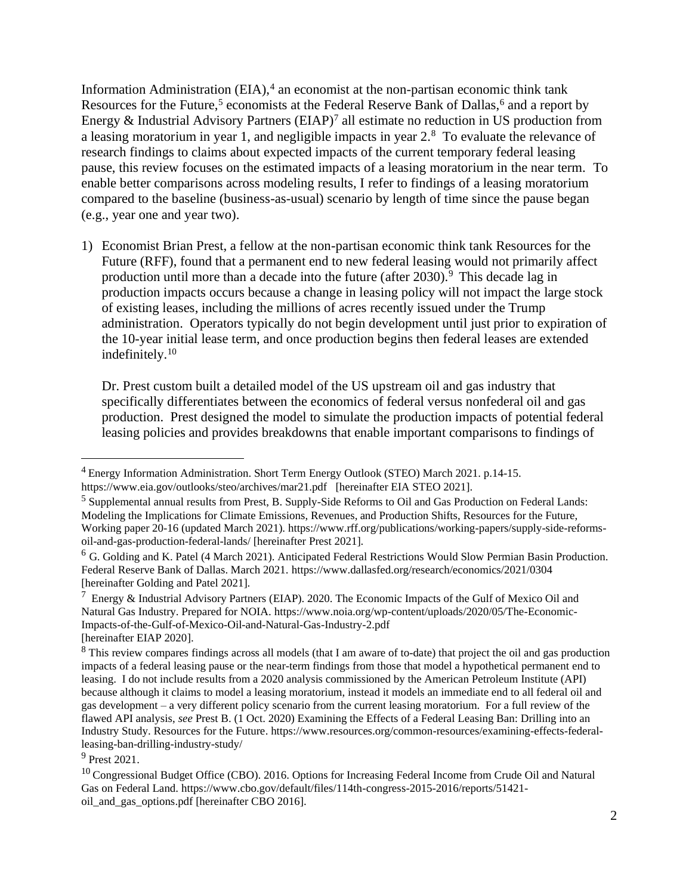Information Administration (EIA),[4] an economist at the non-partisan economic think tank Resources for the Future,[5] economists at the Federal Reserve Bank of Dallas,[6] and a report by Energy & Industrial Advisory Partners (EIAP)[7] all estimate no reduction in US production from a leasing moratorium in year 1, and negligible impacts in year 2.[8] To evaluate the relevance of research findings to claims about expected impacts of the current temporary federal leasing pause, this review focuses on the estimated impacts of a leasing moratorium in the near term. To enable better comparisons across modeling results, I refer to findings of a leasing moratorium compared to the baseline (business-as-usual) scenario by length of time since the pause began (e.g., year one and year two).

1) Economist Brian Prest, a fellow at the non-partisan economic think tank Resources for the Future (RFF), found that a permanent end to new federal leasing would not primarily affect production until more than a decade into the future (after 2030).[9] This decade lag in production impacts occurs because a change in leasing policy will not impact the large stock of existing leases, including the millions of acres recently issued under the Trump administration. Operators typically do not begin development until just prior to expiration of the 10-year initial lease term, and once production begins then federal leases are extended indefinitely.[10]

   Dr. Prest custom built a detailed model of the US upstream oil and gas industry that specifically differentiates between the economics of federal versus nonfederal oil and gas production. Prest designed the model to simulate the production impacts of potential federal leasing policies and provides breakdowns that enable important comparisons to findings of

---

[4] Energy Information Administration. Short Term Energy Outlook (STEO) March 2021. p.14-15. https://www.eia.gov/outlooks/steo/archives/mar21.pdf [hereinafter EIA STEO 2021].

[5] Supplemental annual results from Prest, B. Supply-Side Reforms to Oil and Gas Production on Federal Lands: Modeling the Implications for Climate Emissions, Revenues, and Production Shifts, Resources for the Future, Working paper 20-16 (updated March 2021). https://www.rff.org/publications/working-papers/supply-side-reforms-oil-and-gas-production-federal-lands/ [hereinafter Prest 2021].

[6] G. Golding and K. Patel (4 March 2021). Anticipated Federal Restrictions Would Slow Permian Basin Production. Federal Reserve Bank of Dallas. March 2021. https://www.dallasfed.org/research/economics/2021/0304 [hereinafter Golding and Patel 2021].

[7] Energy & Industrial Advisory Partners (EIAP). 2020. The Economic Impacts of the Gulf of Mexico Oil and Natural Gas Industry. Prepared for NOIA. https://www.noia.org/wp-content/uploads/2020/05/The-Economic-Impacts-of-the-Gulf-of-Mexico-Oil-and-Natural-Gas-Industry-2.pdf [hereinafter EIAP 2020].

[8] This review compares findings across all models (that I am aware of to-date) that project the oil and gas production impacts of a federal leasing pause or the near-term findings from those that model a hypothetical permanent end to leasing. I do not include results from a 2020 analysis commissioned by the American Petroleum Institute (API) because although it claims to model a leasing moratorium, instead it models an immediate end to all federal oil and gas development – a very different policy scenario from the current leasing moratorium. For a full review of the flawed API analysis, *see* Prest B. (1 Oct. 2020) Examining the Effects of a Federal Leasing Ban: Drilling into an Industry Study. Resources for the Future. https://www.resources.org/common-resources/examining-effects-federal-leasing-ban-drilling-industry-study/

[9] Prest 2021.

[10] Congressional Budget Office (CBO). 2016. Options for Increasing Federal Income from Crude Oil and Natural Gas on Federal Land. https://www.cbo.gov/default/files/114th-congress-2015-2016/reports/51421-oil_and_gas_options.pdf [hereinafter CBO 2016].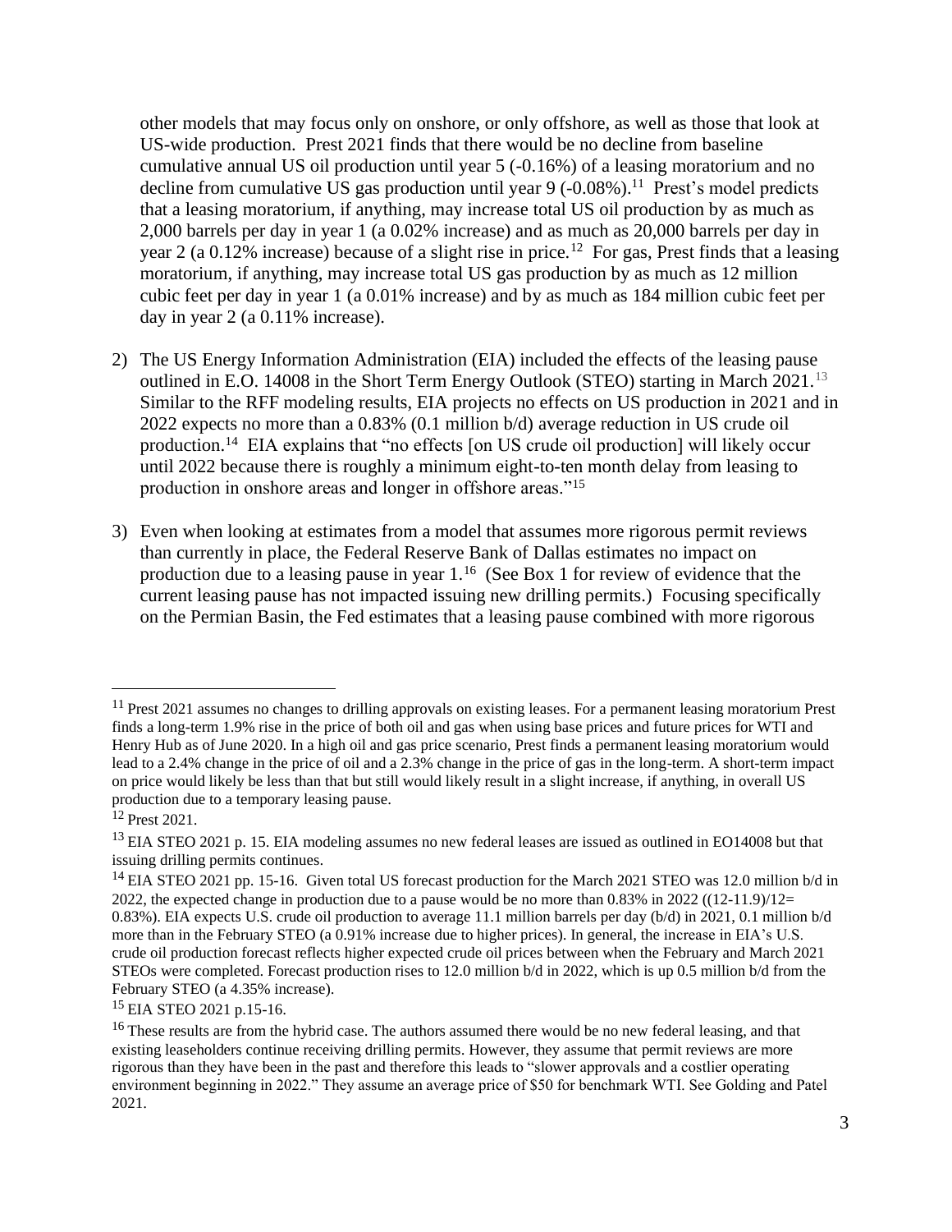other models that may focus only on onshore, or only offshore, as well as those that look at US-wide production. Prest 2021 finds that there would be no decline from baseline cumulative annual US oil production until year 5 (-0.16%) of a leasing moratorium and no decline from cumulative US gas production until year 9 (-0.08%).[11] Prest's model predicts that a leasing moratorium, if anything, may increase total US oil production by as much as 2,000 barrels per day in year 1 (a 0.02% increase) and as much as 20,000 barrels per day in year 2 (a 0.12% increase) because of a slight rise in price.[12] For gas, Prest finds that a leasing moratorium, if anything, may increase total US gas production by as much as 12 million cubic feet per day in year 1 (a 0.01% increase) and by as much as 184 million cubic feet per day in year 2 (a 0.11% increase).

2) The US Energy Information Administration (EIA) included the effects of the leasing pause outlined in E.O. 14008 in the Short Term Energy Outlook (STEO) starting in March 2021.[13] Similar to the RFF modeling results, EIA projects no effects on US production in 2021 and in 2022 expects no more than a 0.83% (0.1 million b/d) average reduction in US crude oil production.[14] EIA explains that "no effects [on US crude oil production] will likely occur until 2022 because there is roughly a minimum eight-to-ten month delay from leasing to production in onshore areas and longer in offshore areas."[15]

3) Even when looking at estimates from a model that assumes more rigorous permit reviews than currently in place, the Federal Reserve Bank of Dallas estimates no impact on production due to a leasing pause in year 1.[16] (See Box 1 for review of evidence that the current leasing pause has not impacted issuing new drilling permits.) Focusing specifically on the Permian Basin, the Fed estimates that a leasing pause combined with more rigorous

---

[11] Prest 2021 assumes no changes to drilling approvals on existing leases. For a permanent leasing moratorium Prest finds a long-term 1.9% rise in the price of both oil and gas when using base prices and future prices for WTI and Henry Hub as of June 2020. In a high oil and gas price scenario, Prest finds a permanent leasing moratorium would lead to a 2.4% change in the price of oil and a 2.3% change in the price of gas in the long-term. A short-term impact on price would likely be less than that but still would likely result in a slight increase, if anything, in overall US production due to a temporary leasing pause.

[12] Prest 2021.

[13] EIA STEO 2021 p. 15. EIA modeling assumes no new federal leases are issued as outlined in EO14008 but that issuing drilling permits continues.

[14] EIA STEO 2021 pp. 15-16. Given total US forecast production for the March 2021 STEO was 12.0 million b/d in 2022, the expected change in production due to a pause would be no more than 0.83% in 2022 ((12-11.9)/12= 0.83%). EIA expects U.S. crude oil production to average 11.1 million barrels per day (b/d) in 2021, 0.1 million b/d more than in the February STEO (a 0.91% increase due to higher prices). In general, the increase in EIA's U.S. crude oil production forecast reflects higher expected crude oil prices between when the February and March 2021 STEOs were completed. Forecast production rises to 12.0 million b/d in 2022, which is up 0.5 million b/d from the February STEO (a 4.35% increase).

[15] EIA STEO 2021 p.15-16.

[16] These results are from the hybrid case. The authors assumed there would be no new federal leasing, and that existing leaseholders continue receiving drilling permits. However, they assume that permit reviews are more rigorous than they have been in the past and therefore this leads to "slower approvals and a costlier operating environment beginning in 2022." They assume an average price of $50 for benchmark WTI. See Golding and Patel 2021.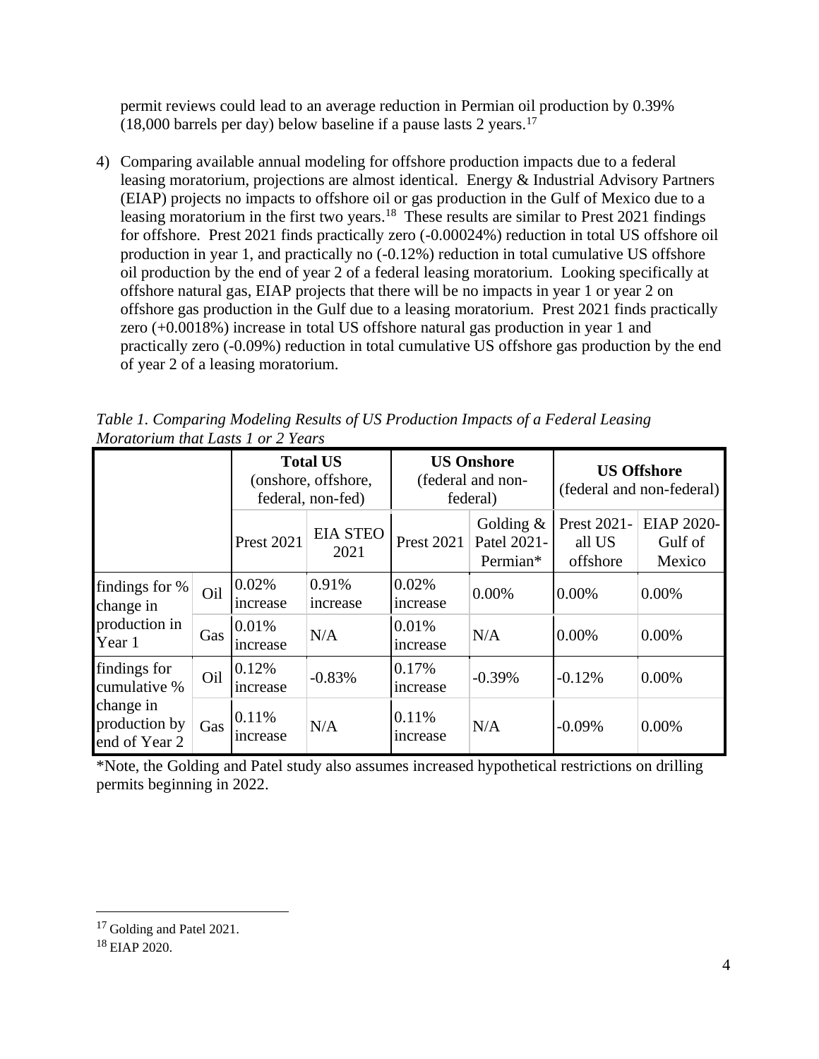permit reviews could lead to an average reduction in Permian oil production by 0.39% (18,000 barrels per day) below baseline if a pause lasts 2 years.[17]

4) Comparing available annual modeling for offshore production impacts due to a federal leasing moratorium, projections are almost identical. Energy & Industrial Advisory Partners (EIAP) projects no impacts to offshore oil or gas production in the Gulf of Mexico due to a leasing moratorium in the first two years.[18] These results are similar to Prest 2021 findings for offshore. Prest 2021 finds practically zero (-0.00024%) reduction in total US offshore oil production in year 1, and practically no (-0.12%) reduction in total cumulative US offshore oil production by the end of year 2 of a federal leasing moratorium. Looking specifically at offshore natural gas, EIAP projects that there will be no impacts in year 1 or year 2 on offshore gas production in the Gulf due to a leasing moratorium. Prest 2021 finds practically zero (+0.0018%) increase in total US offshore natural gas production in year 1 and practically zero (-0.09%) reduction in total cumulative US offshore gas production by the end of year 2 of a leasing moratorium.

*Table 1. Comparing Modeling Results of US Production Impacts of a Federal Leasing Moratorium that Lasts 1 or 2 Years*

| | | **Total US** (onshore, offshore, federal, non-fed) | | **US Onshore** (federal and non-federal) | | **US Offshore** (federal and non-federal) | |
|---|---|---|---|---|---|---|---|
| | | Prest 2021 | EIA STEO 2021 | Prest 2021 | Golding & Patel 2021-Permian* | Prest 2021-all US offshore | EIAP 2020-Gulf of Mexico |
| findings for % change in production in Year 1 | Oil | 0.02% increase | 0.91% increase | 0.02% increase | 0.00% | 0.00% | 0.00% |
| | Gas | 0.01% increase | N/A | 0.01% increase | N/A | 0.00% | 0.00% |
| findings for cumulative % change in production by end of Year 2 | Oil | 0.12% increase | -0.83% | 0.17% increase | -0.39% | -0.12% | 0.00% |
| | Gas | 0.11% increase | N/A | 0.11% increase | N/A | -0.09% | 0.00% |

*Note, the Golding and Patel study also assumes increased hypothetical restrictions on drilling permits beginning in 2022.

[17] Golding and Patel 2021.

[18] EIAP 2020.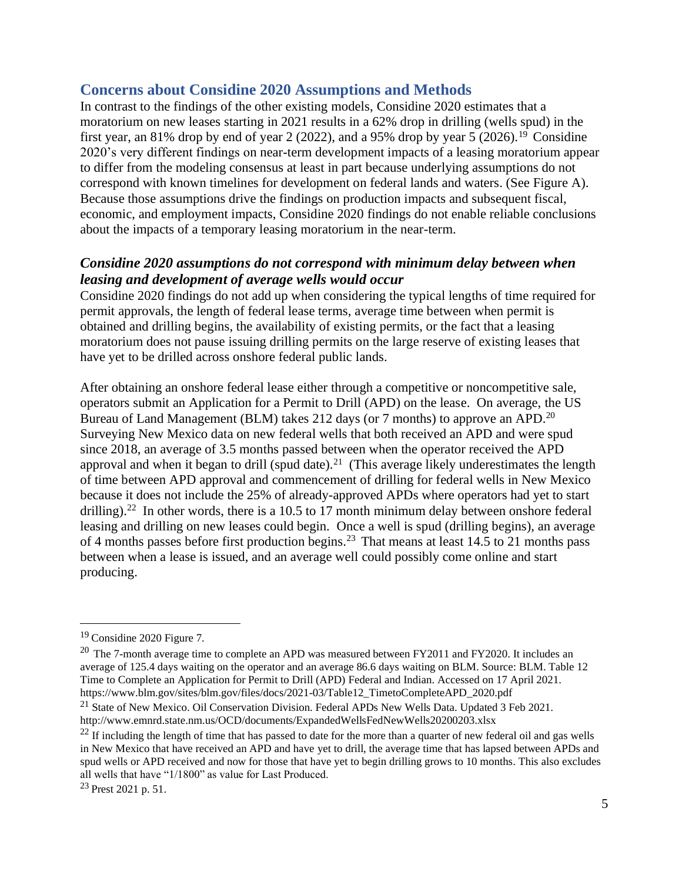## Concerns about Considine 2020 Assumptions and Methods

In contrast to the findings of the other existing models, Considine 2020 estimates that a moratorium on new leases starting in 2021 results in a 62% drop in drilling (wells spud) in the first year, an 81% drop by end of year 2 (2022), and a 95% drop by year 5 (2026).[19] Considine 2020's very different findings on near-term development impacts of a leasing moratorium appear to differ from the modeling consensus at least in part because underlying assumptions do not correspond with known timelines for development on federal lands and waters. (See Figure A). Because those assumptions drive the findings on production impacts and subsequent fiscal, economic, and employment impacts, Considine 2020 findings do not enable reliable conclusions about the impacts of a temporary leasing moratorium in the near-term.

### *Considine 2020 assumptions do not correspond with minimum delay between when leasing and development of average wells would occur*

Considine 2020 findings do not add up when considering the typical lengths of time required for permit approvals, the length of federal lease terms, average time between when permit is obtained and drilling begins, the availability of existing permits, or the fact that a leasing moratorium does not pause issuing drilling permits on the large reserve of existing leases that have yet to be drilled across onshore federal public lands.

After obtaining an onshore federal lease either through a competitive or noncompetitive sale, operators submit an Application for a Permit to Drill (APD) on the lease. On average, the US Bureau of Land Management (BLM) takes 212 days (or 7 months) to approve an APD.[20] Surveying New Mexico data on new federal wells that both received an APD and were spud since 2018, an average of 3.5 months passed between when the operator received the APD approval and when it began to drill (spud date).[21] (This average likely underestimates the length of time between APD approval and commencement of drilling for federal wells in New Mexico because it does not include the 25% of already-approved APDs where operators had yet to start drilling).[22] In other words, there is a 10.5 to 17 month minimum delay between onshore federal leasing and drilling on new leases could begin. Once a well is spud (drilling begins), an average of 4 months passes before first production begins.[23] That means at least 14.5 to 21 months pass between when a lease is issued, and an average well could possibly come online and start producing.

---

[19] Considine 2020 Figure 7.

[20] The 7-month average time to complete an APD was measured between FY2011 and FY2020. It includes an average of 125.4 days waiting on the operator and an average 86.6 days waiting on BLM. Source: BLM. Table 12 Time to Complete an Application for Permit to Drill (APD) Federal and Indian. Accessed on 17 April 2021. https://www.blm.gov/sites/blm.gov/files/docs/2021-03/Table12_TimetoCompleteAPD_2020.pdf

[21] State of New Mexico. Oil Conservation Division. Federal APDs New Wells Data. Updated 3 Feb 2021. http://www.emnrd.state.nm.us/OCD/documents/ExpandedWellsFedNewWells20200203.xlsx

[22] If including the length of time that has passed to date for the more than a quarter of new federal oil and gas wells in New Mexico that have received an APD and have yet to drill, the average time that has lapsed between APDs and spud wells or APD received and now for those that have yet to begin drilling grows to 10 months. This also excludes all wells that have "1/1800" as value for Last Produced.

[23] Prest 2021 p. 51.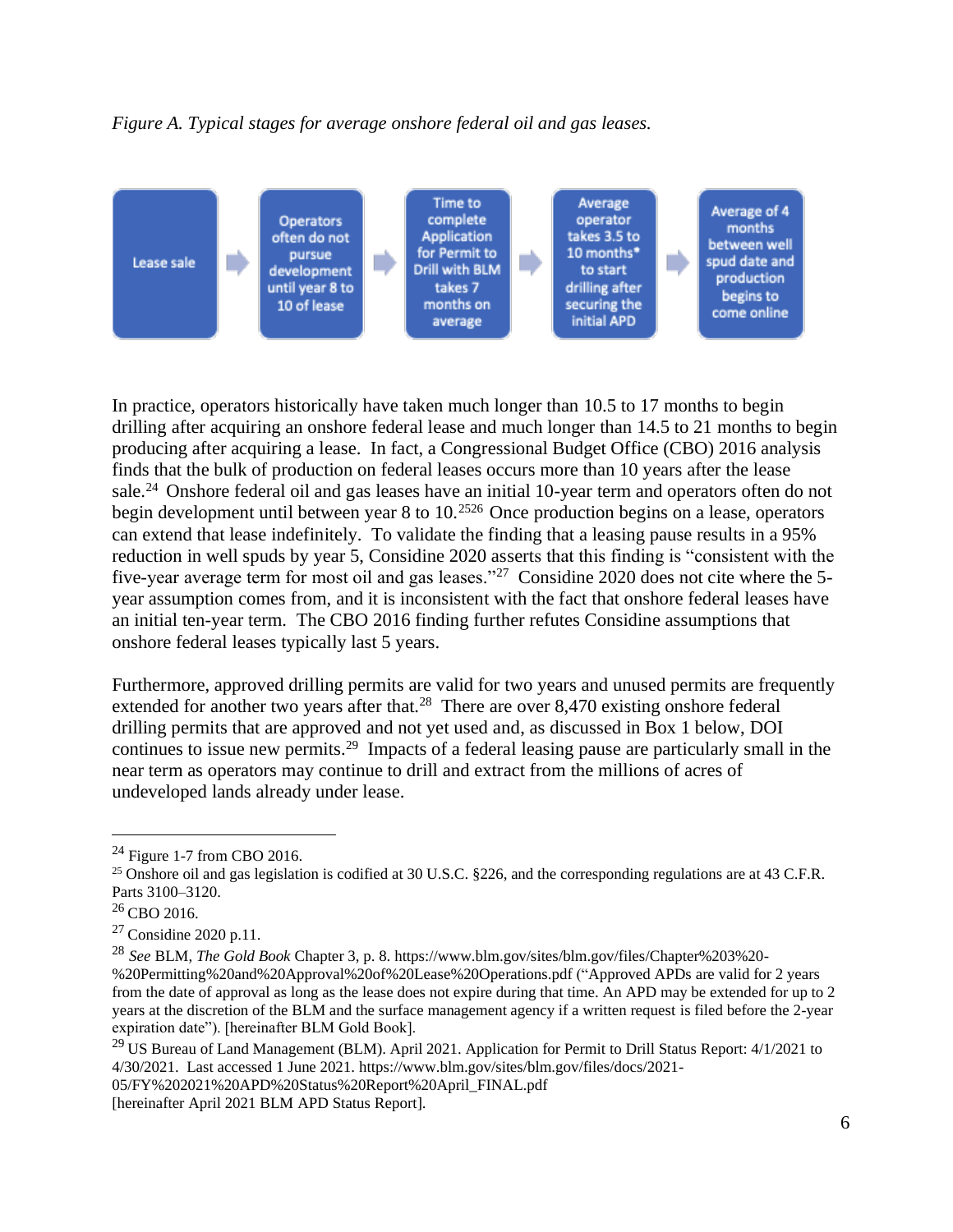*Figure A. Typical stages for average onshore federal oil and gas leases.*

Lease sale → Operators often do not pursue development until year 8 to 10 of lease → Time to complete Application for Permit to Drill with BLM takes 7 months on average → Average operator takes 3.5 to 10 months* to start drilling after securing the initial APD → Average of 4 months between well spud date and production begins to come online

In practice, operators historically have taken much longer than 10.5 to 17 months to begin drilling after acquiring an onshore federal lease and much longer than 14.5 to 21 months to begin producing after acquiring a lease. In fact, a Congressional Budget Office (CBO) 2016 analysis finds that the bulk of production on federal leases occurs more than 10 years after the lease sale.[24] Onshore federal oil and gas leases have an initial 10-year term and operators often do not begin development until between year 8 to 10.[25][26] Once production begins on a lease, operators can extend that lease indefinitely. To validate the finding that a leasing pause results in a 95% reduction in well spuds by year 5, Considine 2020 asserts that this finding is "consistent with the five-year average term for most oil and gas leases."[27] Considine 2020 does not cite where the 5-year assumption comes from, and it is inconsistent with the fact that onshore federal leases have an initial ten-year term. The CBO 2016 finding further refutes Considine assumptions that onshore federal leases typically last 5 years.

Furthermore, approved drilling permits are valid for two years and unused permits are frequently extended for another two years after that.[28] There are over 8,470 existing onshore federal drilling permits that are approved and not yet used and, as discussed in Box 1 below, DOI continues to issue new permits.[29] Impacts of a federal leasing pause are particularly small in the near term as operators may continue to drill and extract from the millions of acres of undeveloped lands already under lease.

---

[24] Figure 1-7 from CBO 2016.

[25] Onshore oil and gas legislation is codified at 30 U.S.C. §226, and the corresponding regulations are at 43 C.F.R. Parts 3100–3120.

[26] CBO 2016.

[27] Considine 2020 p.11.

[28] *See* BLM, *The Gold Book* Chapter 3, p. 8. https://www.blm.gov/sites/blm.gov/files/Chapter%203%20-%20Permitting%20and%20Approval%20of%20Lease%20Operations.pdf ("Approved APDs are valid for 2 years from the date of approval as long as the lease does not expire during that time. An APD may be extended for up to 2 years at the discretion of the BLM and the surface management agency if a written request is filed before the 2-year expiration date"). [hereinafter BLM Gold Book].

[29] US Bureau of Land Management (BLM). April 2021. Application for Permit to Drill Status Report: 4/1/2021 to 4/30/2021. Last accessed 1 June 2021. https://www.blm.gov/sites/blm.gov/files/docs/2021-05/FY%202021%20APD%20Status%20Report%20April_FINAL.pdf [hereinafter April 2021 BLM APD Status Report].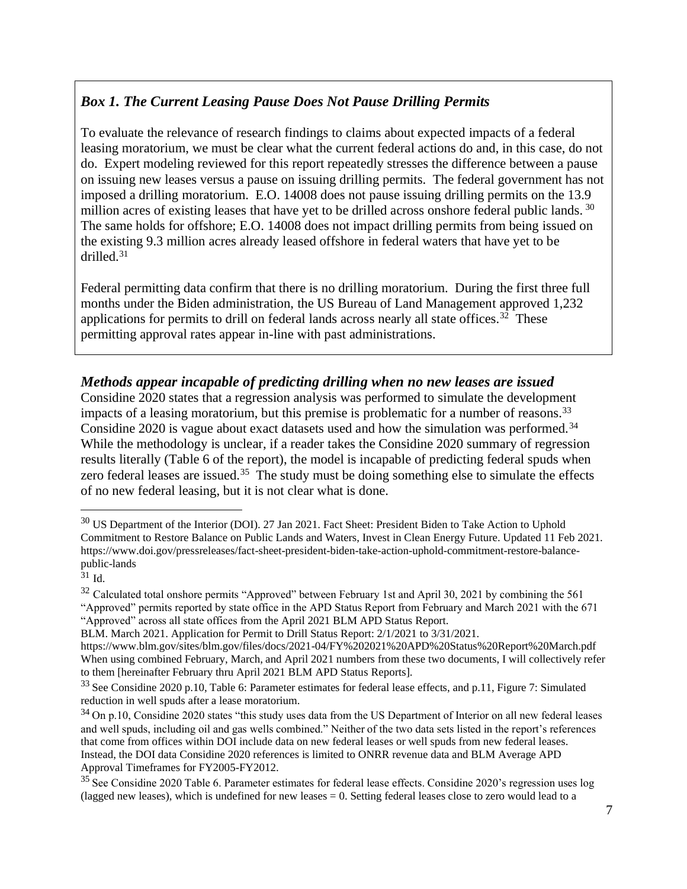### *Box 1. The Current Leasing Pause Does Not Pause Drilling Permits*

To evaluate the relevance of research findings to claims about expected impacts of a federal leasing moratorium, we must be clear what the current federal actions do and, in this case, do not do. Expert modeling reviewed for this report repeatedly stresses the difference between a pause on issuing new leases versus a pause on issuing drilling permits. The federal government has not imposed a drilling moratorium. E.O. 14008 does not pause issuing drilling permits on the 13.9 million acres of existing leases that have yet to be drilled across onshore federal public lands. [30] The same holds for offshore; E.O. 14008 does not impact drilling permits from being issued on the existing 9.3 million acres already leased offshore in federal waters that have yet to be drilled.[31]

Federal permitting data confirm that there is no drilling moratorium. During the first three full months under the Biden administration, the US Bureau of Land Management approved 1,232 applications for permits to drill on federal lands across nearly all state offices.[32] These permitting approval rates appear in-line with past administrations.

### *Methods appear incapable of predicting drilling when no new leases are issued*

Considine 2020 states that a regression analysis was performed to simulate the development impacts of a leasing moratorium, but this premise is problematic for a number of reasons.[33] Considine 2020 is vague about exact datasets used and how the simulation was performed.[34] While the methodology is unclear, if a reader takes the Considine 2020 summary of regression results literally (Table 6 of the report), the model is incapable of predicting federal spuds when zero federal leases are issued.[35] The study must be doing something else to simulate the effects of no new federal leasing, but it is not clear what is done.

---

[30] US Department of the Interior (DOI). 27 Jan 2021. Fact Sheet: President Biden to Take Action to Uphold Commitment to Restore Balance on Public Lands and Waters, Invest in Clean Energy Future. Updated 11 Feb 2021. https://www.doi.gov/pressreleases/fact-sheet-president-biden-take-action-uphold-commitment-restore-balance-public-lands

[31] Id.

[32] Calculated total onshore permits "Approved" between February 1st and April 30, 2021 by combining the 561 "Approved" permits reported by state office in the APD Status Report from February and March 2021 with the 671 "Approved" across all state offices from the April 2021 BLM APD Status Report.
BLM. March 2021. Application for Permit to Drill Status Report: 2/1/2021 to 3/31/2021.
https://www.blm.gov/sites/blm.gov/files/docs/2021-04/FY%202021%20APD%20Status%20Report%20March.pdf
When using combined February, March, and April 2021 numbers from these two documents, I will collectively refer to them [hereinafter February thru April 2021 BLM APD Status Reports].

[33] See Considine 2020 p.10, Table 6: Parameter estimates for federal lease effects, and p.11, Figure 7: Simulated reduction in well spuds after a lease moratorium.

[34] On p.10, Considine 2020 states "this study uses data from the US Department of Interior on all new federal leases and well spuds, including oil and gas wells combined." Neither of the two data sets listed in the report's references that come from offices within DOI include data on new federal leases or well spuds from new federal leases. Instead, the DOI data Considine 2020 references is limited to ONRR revenue data and BLM Average APD Approval Timeframes for FY2005-FY2012.

[35] See Considine 2020 Table 6. Parameter estimates for federal lease effects. Considine 2020's regression uses log (lagged new leases), which is undefined for new leases = 0. Setting federal leases close to zero would lead to a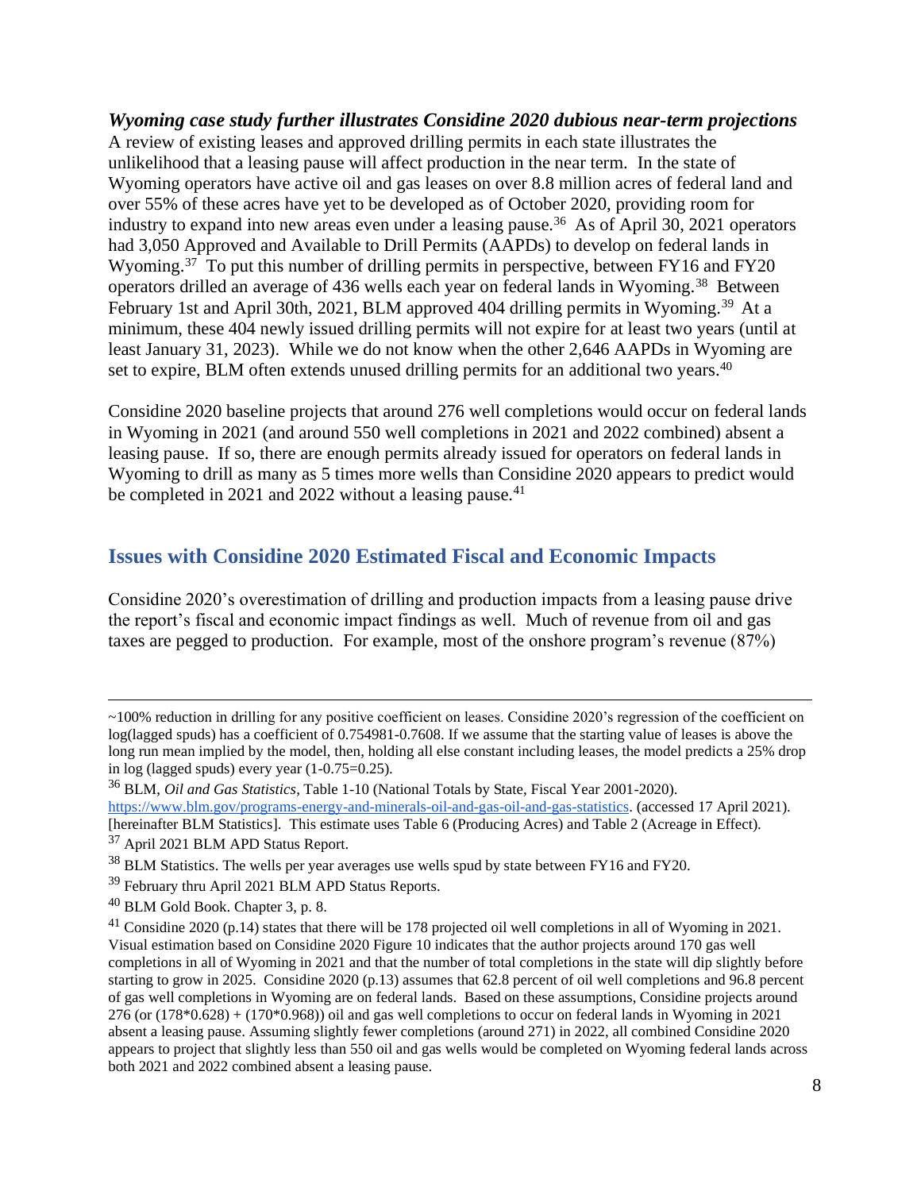***Wyoming case study further illustrates Considine 2020 dubious near-term projections***

A review of existing leases and approved drilling permits in each state illustrates the unlikelihood that a leasing pause will affect production in the near term. In the state of Wyoming operators have active oil and gas leases on over 8.8 million acres of federal land and over 55% of these acres have yet to be developed as of October 2020, providing room for industry to expand into new areas even under a leasing pause.[36] As of April 30, 2021 operators had 3,050 Approved and Available to Drill Permits (AAPDs) to develop on federal lands in Wyoming.[37] To put this number of drilling permits in perspective, between FY16 and FY20 operators drilled an average of 436 wells each year on federal lands in Wyoming.[38] Between February 1st and April 30th, 2021, BLM approved 404 drilling permits in Wyoming.[39] At a minimum, these 404 newly issued drilling permits will not expire for at least two years (until at least January 31, 2023). While we do not know when the other 2,646 AAPDs in Wyoming are set to expire, BLM often extends unused drilling permits for an additional two years.[40]

Considine 2020 baseline projects that around 276 well completions would occur on federal lands in Wyoming in 2021 (and around 550 well completions in 2021 and 2022 combined) absent a leasing pause. If so, there are enough permits already issued for operators on federal lands in Wyoming to drill as many as 5 times more wells than Considine 2020 appears to predict would be completed in 2021 and 2022 without a leasing pause.[41]

## Issues with Considine 2020 Estimated Fiscal and Economic Impacts

Considine 2020's overestimation of drilling and production impacts from a leasing pause drive the report's fiscal and economic impact findings as well. Much of revenue from oil and gas taxes are pegged to production. For example, most of the onshore program's revenue (87%)

---

~100% reduction in drilling for any positive coefficient on leases. Considine 2020's regression of the coefficient on log(lagged spuds) has a coefficient of 0.754981-0.7608. If we assume that the starting value of leases is above the long run mean implied by the model, then, holding all else constant including leases, the model predicts a 25% drop in log (lagged spuds) every year (1-0.75=0.25).

[36] BLM, *Oil and Gas Statistics*, Table 1-10 (National Totals by State, Fiscal Year 2001-2020). https://www.blm.gov/programs-energy-and-minerals-oil-and-gas-oil-and-gas-statistics. (accessed 17 April 2021). [hereinafter BLM Statistics]. This estimate uses Table 6 (Producing Acres) and Table 2 (Acreage in Effect).

[37] April 2021 BLM APD Status Report.

[38] BLM Statistics. The wells per year averages use wells spud by state between FY16 and FY20.

[39] February thru April 2021 BLM APD Status Reports.

[40] BLM Gold Book. Chapter 3, p. 8.

[41] Considine 2020 (p.14) states that there will be 178 projected oil well completions in all of Wyoming in 2021. Visual estimation based on Considine 2020 Figure 10 indicates that the author projects around 170 gas well completions in all of Wyoming in 2021 and that the number of total completions in the state will dip slightly before starting to grow in 2025. Considine 2020 (p.13) assumes that 62.8 percent of oil well completions and 96.8 percent of gas well completions in Wyoming are on federal lands. Based on these assumptions, Considine projects around 276 (or (178*0.628) + (170*0.968)) oil and gas well completions to occur on federal lands in Wyoming in 2021 absent a leasing pause. Assuming slightly fewer completions (around 271) in 2022, all combined Considine 2020 appears to project that slightly less than 550 oil and gas wells would be completed on Wyoming federal lands across both 2021 and 2022 combined absent a leasing pause.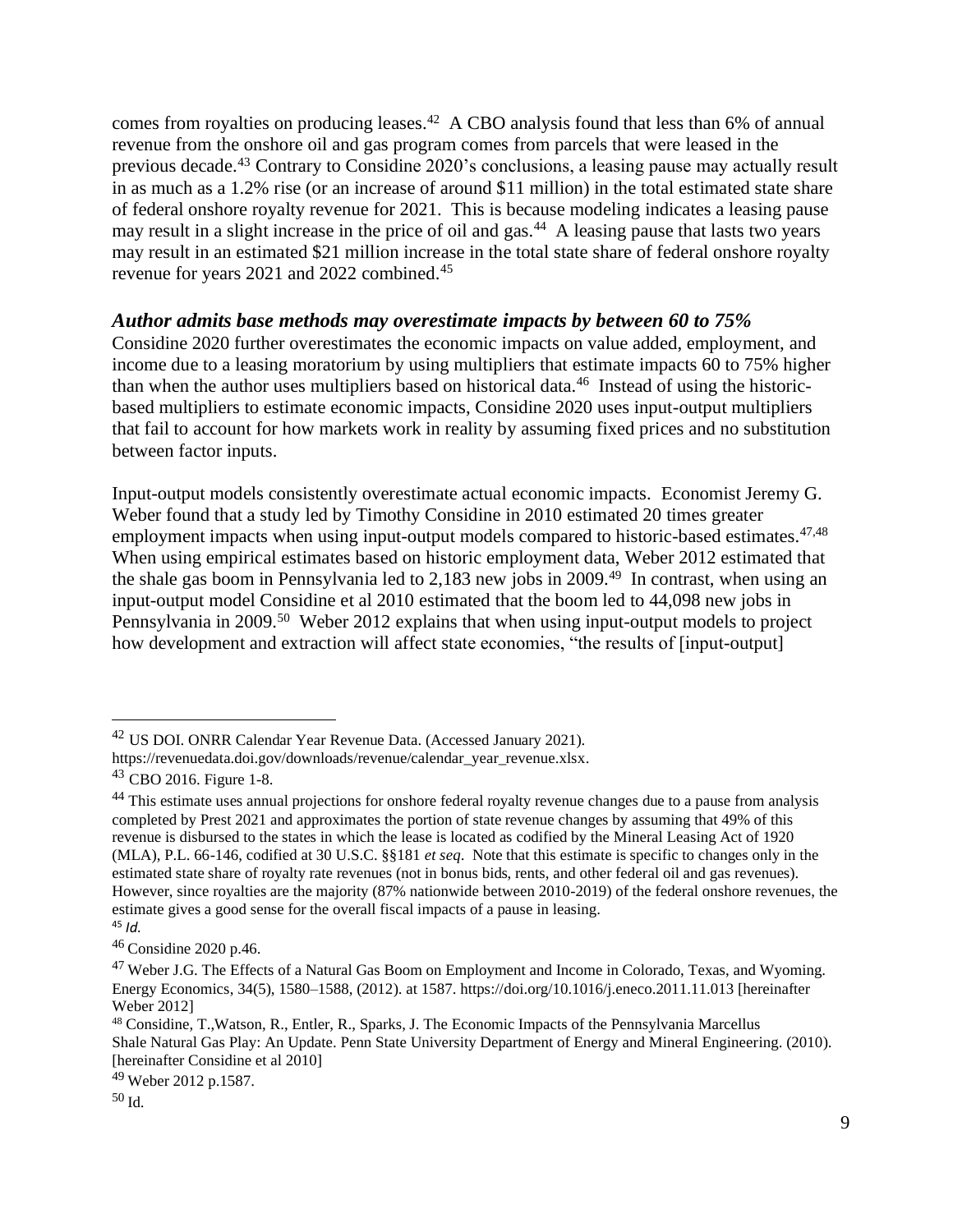comes from royalties on producing leases.[42] A CBO analysis found that less than 6% of annual revenue from the onshore oil and gas program comes from parcels that were leased in the previous decade.[43] Contrary to Considine 2020's conclusions, a leasing pause may actually result in as much as a 1.2% rise (or an increase of around $11 million) in the total estimated state share of federal onshore royalty revenue for 2021. This is because modeling indicates a leasing pause may result in a slight increase in the price of oil and gas.[44] A leasing pause that lasts two years may result in an estimated $21 million increase in the total state share of federal onshore royalty revenue for years 2021 and 2022 combined.[45]

### *Author admits base methods may overestimate impacts by between 60 to 75%*

Considine 2020 further overestimates the economic impacts on value added, employment, and income due to a leasing moratorium by using multipliers that estimate impacts 60 to 75% higher than when the author uses multipliers based on historical data.[46] Instead of using the historic-based multipliers to estimate economic impacts, Considine 2020 uses input-output multipliers that fail to account for how markets work in reality by assuming fixed prices and no substitution between factor inputs.

Input-output models consistently overestimate actual economic impacts. Economist Jeremy G. Weber found that a study led by Timothy Considine in 2010 estimated 20 times greater employment impacts when using input-output models compared to historic-based estimates.[47,48] When using empirical estimates based on historic employment data, Weber 2012 estimated that the shale gas boom in Pennsylvania led to 2,183 new jobs in 2009.[49] In contrast, when using an input-output model Considine et al 2010 estimated that the boom led to 44,098 new jobs in Pennsylvania in 2009.[50] Weber 2012 explains that when using input-output models to project how development and extraction will affect state economies, "the results of [input-output]

---

[42] US DOI. ONRR Calendar Year Revenue Data. (Accessed January 2021). https://revenuedata.doi.gov/downloads/revenue/calendar_year_revenue.xlsx.

[43] CBO 2016. Figure 1-8.

[44] This estimate uses annual projections for onshore federal royalty revenue changes due to a pause from analysis completed by Prest 2021 and approximates the portion of state revenue changes by assuming that 49% of this revenue is disbursed to the states in which the lease is located as codified by the Mineral Leasing Act of 1920 (MLA), P.L. 66-146, codified at 30 U.S.C. §§181 *et seq*. Note that this estimate is specific to changes only in the estimated state share of royalty rate revenues (not in bonus bids, rents, and other federal oil and gas revenues). However, since royalties are the majority (87% nationwide between 2010-2019) of the federal onshore revenues, the estimate gives a good sense for the overall fiscal impacts of a pause in leasing.

[45] *Id.*

[46] Considine 2020 p.46.

[47] Weber J.G. The Effects of a Natural Gas Boom on Employment and Income in Colorado, Texas, and Wyoming. Energy Economics, 34(5), 1580–1588, (2012). at 1587. https://doi.org/10.1016/j.eneco.2011.11.013 [hereinafter Weber 2012]

[48] Considine, T.,Watson, R., Entler, R., Sparks, J. The Economic Impacts of the Pennsylvania Marcellus Shale Natural Gas Play: An Update. Penn State University Department of Energy and Mineral Engineering. (2010). [hereinafter Considine et al 2010]

[49] Weber 2012 p.1587.

[50] Id.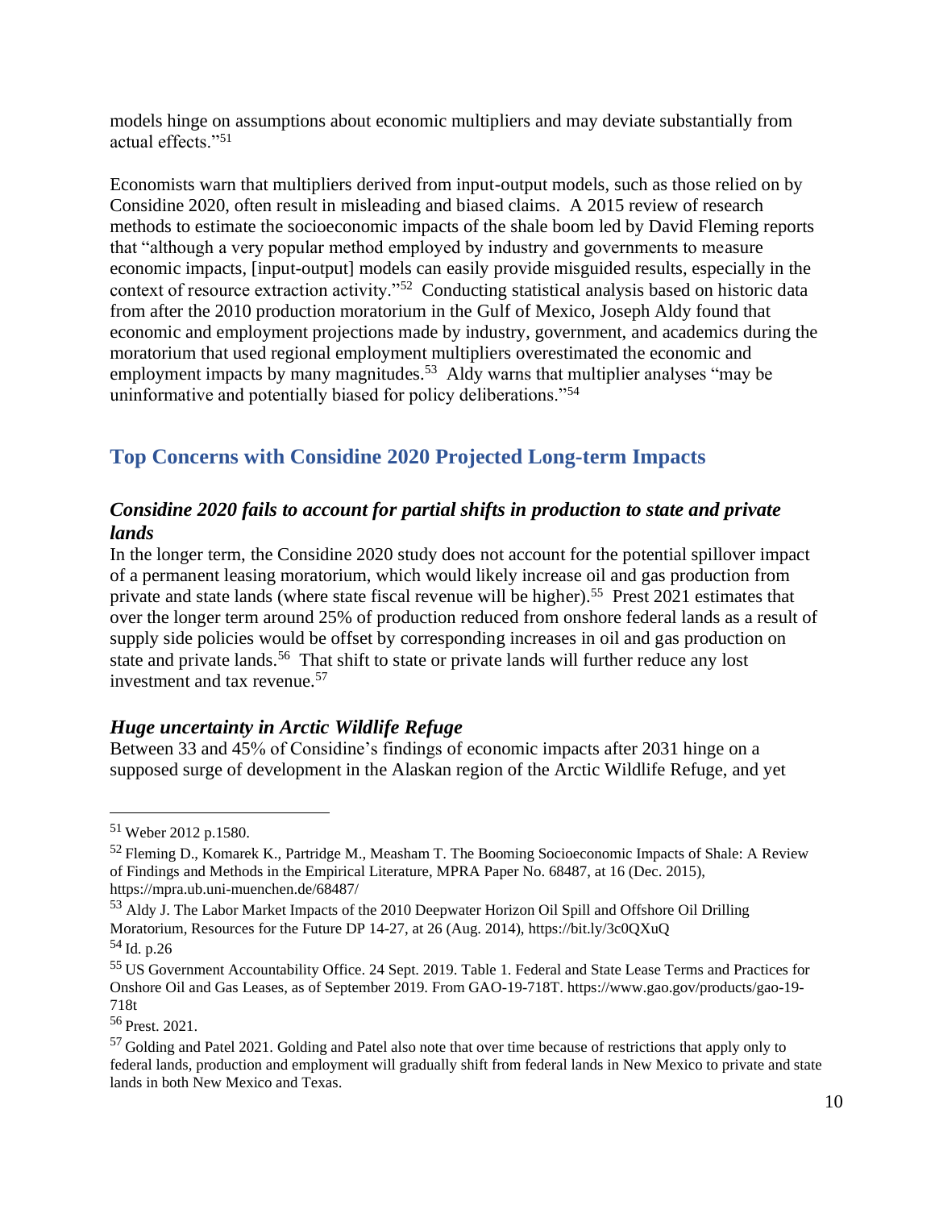models hinge on assumptions about economic multipliers and may deviate substantially from actual effects."[51]

Economists warn that multipliers derived from input-output models, such as those relied on by Considine 2020, often result in misleading and biased claims. A 2015 review of research methods to estimate the socioeconomic impacts of the shale boom led by David Fleming reports that "although a very popular method employed by industry and governments to measure economic impacts, [input-output] models can easily provide misguided results, especially in the context of resource extraction activity."[52] Conducting statistical analysis based on historic data from after the 2010 production moratorium in the Gulf of Mexico, Joseph Aldy found that economic and employment projections made by industry, government, and academics during the moratorium that used regional employment multipliers overestimated the economic and employment impacts by many magnitudes.[53] Aldy warns that multiplier analyses "may be uninformative and potentially biased for policy deliberations."[54]

## Top Concerns with Considine 2020 Projected Long-term Impacts

### *Considine 2020 fails to account for partial shifts in production to state and private lands*

In the longer term, the Considine 2020 study does not account for the potential spillover impact of a permanent leasing moratorium, which would likely increase oil and gas production from private and state lands (where state fiscal revenue will be higher).[55] Prest 2021 estimates that over the longer term around 25% of production reduced from onshore federal lands as a result of supply side policies would be offset by corresponding increases in oil and gas production on state and private lands.[56] That shift to state or private lands will further reduce any lost investment and tax revenue.[57]

### *Huge uncertainty in Arctic Wildlife Refuge*

Between 33 and 45% of Considine's findings of economic impacts after 2031 hinge on a supposed surge of development in the Alaskan region of the Arctic Wildlife Refuge, and yet

---

[51] Weber 2012 p.1580.

[52] Fleming D., Komarek K., Partridge M., Measham T. The Booming Socioeconomic Impacts of Shale: A Review of Findings and Methods in the Empirical Literature, MPRA Paper No. 68487, at 16 (Dec. 2015), https://mpra.ub.uni-muenchen.de/68487/

[53] Aldy J. The Labor Market Impacts of the 2010 Deepwater Horizon Oil Spill and Offshore Oil Drilling Moratorium, Resources for the Future DP 14-27, at 26 (Aug. 2014), https://bit.ly/3c0QXuQ

[54] Id. p.26

[55] US Government Accountability Office. 24 Sept. 2019. Table 1. Federal and State Lease Terms and Practices for Onshore Oil and Gas Leases, as of September 2019. From GAO-19-718T. https://www.gao.gov/products/gao-19-718t

[56] Prest. 2021.

[57] Golding and Patel 2021. Golding and Patel also note that over time because of restrictions that apply only to federal lands, production and employment will gradually shift from federal lands in New Mexico to private and state lands in both New Mexico and Texas.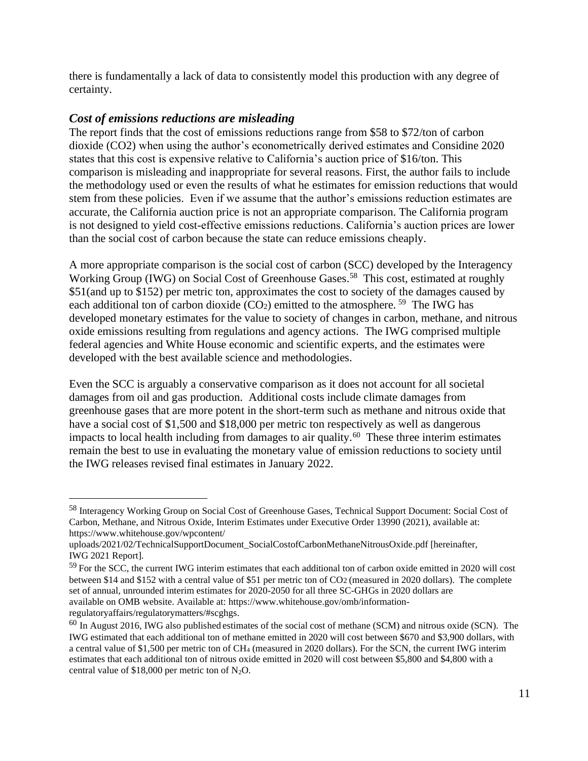there is fundamentally a lack of data to consistently model this production with any degree of certainty.

### *Cost of emissions reductions are misleading*

The report finds that the cost of emissions reductions range from \$58 to \$72/ton of carbon dioxide (CO2) when using the author's econometrically derived estimates and Considine 2020 states that this cost is expensive relative to California's auction price of \$16/ton. This comparison is misleading and inappropriate for several reasons. First, the author fails to include the methodology used or even the results of what he estimates for emission reductions that would stem from these policies. Even if we assume that the author's emissions reduction estimates are accurate, the California auction price is not an appropriate comparison. The California program is not designed to yield cost-effective emissions reductions. California's auction prices are lower than the social cost of carbon because the state can reduce emissions cheaply.

A more appropriate comparison is the social cost of carbon (SCC) developed by the Interagency Working Group (IWG) on Social Cost of Greenhouse Gases.[58] This cost, estimated at roughly \$51(and up to \$152) per metric ton, approximates the cost to society of the damages caused by each additional ton of carbon dioxide ($CO_2$) emitted to the atmosphere.[59] The IWG has developed monetary estimates for the value to society of changes in carbon, methane, and nitrous oxide emissions resulting from regulations and agency actions. The IWG comprised multiple federal agencies and White House economic and scientific experts, and the estimates were developed with the best available science and methodologies.

Even the SCC is arguably a conservative comparison as it does not account for all societal damages from oil and gas production. Additional costs include climate damages from greenhouse gases that are more potent in the short-term such as methane and nitrous oxide that have a social cost of \$1,500 and \$18,000 per metric ton respectively as well as dangerous impacts to local health including from damages to air quality.[60] These three interim estimates remain the best to use in evaluating the monetary value of emission reductions to society until the IWG releases revised final estimates in January 2022.

---

[58] Interagency Working Group on Social Cost of Greenhouse Gases, Technical Support Document: Social Cost of Carbon, Methane, and Nitrous Oxide, Interim Estimates under Executive Order 13990 (2021), available at: https://www.whitehouse.gov/wpcontent/uploads/2021/02/TechnicalSupportDocument_SocialCostofCarbonMethaneNitrousOxide.pdf [hereinafter, IWG 2021 Report].

[59] For the SCC, the current IWG interim estimates that each additional ton of carbon oxide emitted in 2020 will cost between \$14 and \$152 with a central value of \$51 per metric ton of $CO_2$ (measured in 2020 dollars). The complete set of annual, unrounded interim estimates for 2020-2050 for all three SC-GHGs in 2020 dollars are available on OMB website. Available at: https://www.whitehouse.gov/omb/information-regulatoryaffairs/regulatorymatters/#scghgs.

[60] In August 2016, IWG also published estimates of the social cost of methane (SCM) and nitrous oxide (SCN). The IWG estimated that each additional ton of methane emitted in 2020 will cost between \$670 and \$3,900 dollars, with a central value of \$1,500 per metric ton of $CH_4$ (measured in 2020 dollars). For the SCN, the current IWG interim estimates that each additional ton of nitrous oxide emitted in 2020 will cost between \$5,800 and \$4,800 with a central value of \$18,000 per metric ton of $N_2O$.